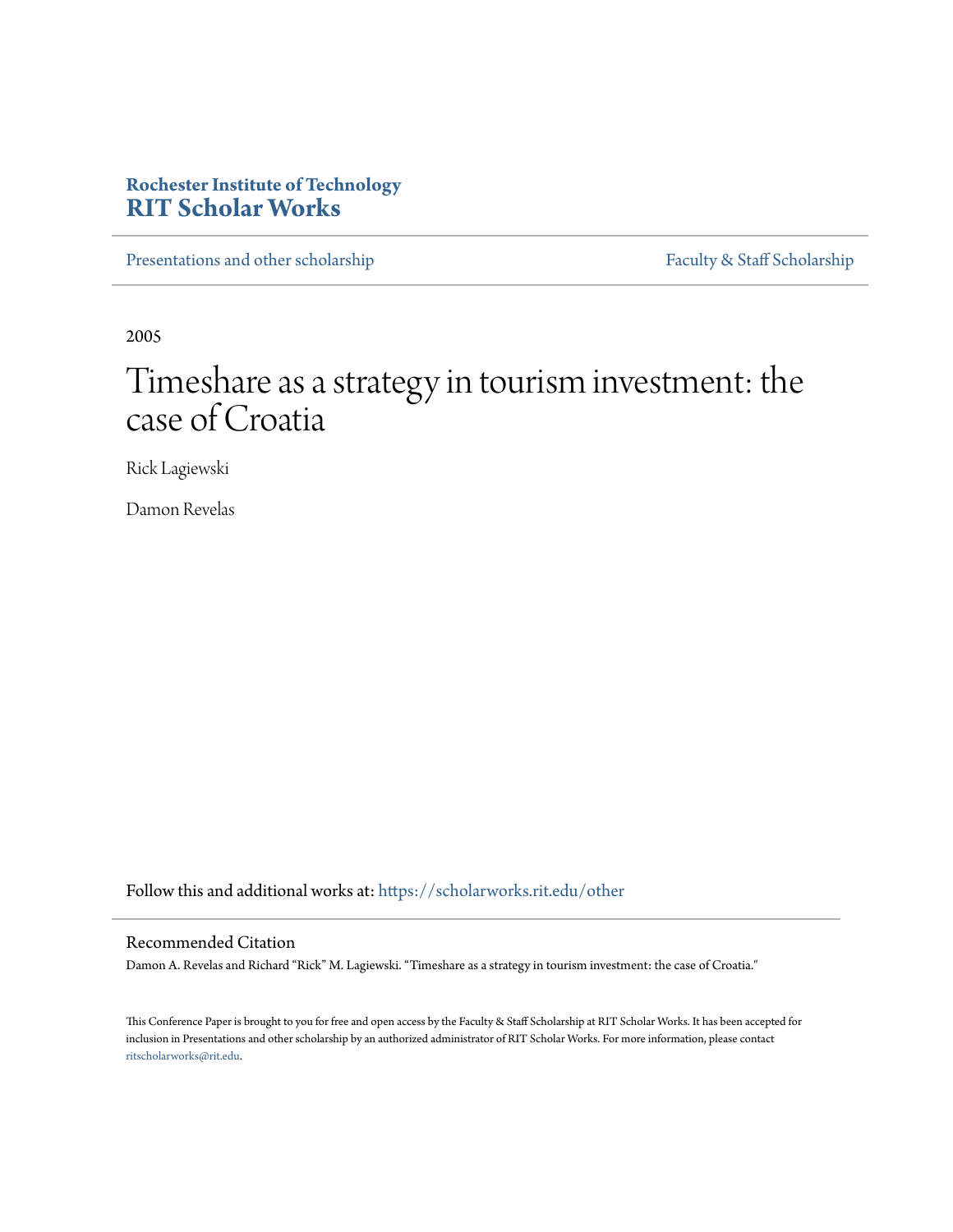**Rochester Institute of Technology**
**RIT Scholar Works**

Presentations and other scholarship | Faculty & Staff Scholarship

2005

# Timeshare as a strategy in tourism investment: the case of Croatia

Rick Lagiewski

Damon Revelas

Follow this and additional works at: https://scholarworks.rit.edu/other

## Recommended Citation

Damon A. Revelas and Richard "Rick" M. Lagiewski. "Timeshare as a strategy in tourism investment: the case of Croatia."

This Conference Paper is brought to you for free and open access by the Faculty & Staff Scholarship at RIT Scholar Works. It has been accepted for inclusion in Presentations and other scholarship by an authorized administrator of RIT Scholar Works. For more information, please contact ritscholarworks@rit.edu.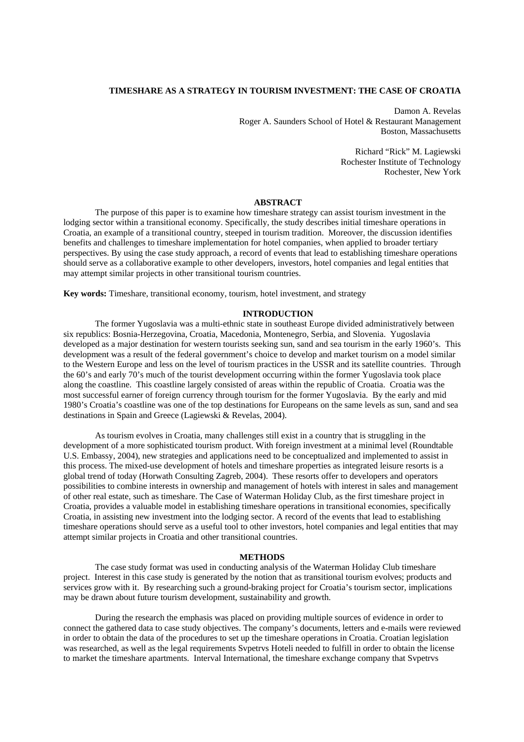## TIMESHARE AS A STRATEGY IN TOURISM INVESTMENT: THE CASE OF CROATIA

Damon A. Revelas
Roger A. Saunders School of Hotel & Restaurant Management
Boston, Massachusetts

Richard "Rick" M. Lagiewski
Rochester Institute of Technology
Rochester, New York

### ABSTRACT

The purpose of this paper is to examine how timeshare strategy can assist tourism investment in the lodging sector within a transitional economy. Specifically, the study describes initial timeshare operations in Croatia, an example of a transitional country, steeped in tourism tradition. Moreover, the discussion identifies benefits and challenges to timeshare implementation for hotel companies, when applied to broader tertiary perspectives. By using the case study approach, a record of events that lead to establishing timeshare operations should serve as a collaborative example to other developers, investors, hotel companies and legal entities that may attempt similar projects in other transitional tourism countries.

**Key words:** Timeshare, transitional economy, tourism, hotel investment, and strategy

### INTRODUCTION

The former Yugoslavia was a multi-ethnic state in southeast Europe divided administratively between six republics: Bosnia-Herzegovina, Croatia, Macedonia, Montenegro, Serbia, and Slovenia. Yugoslavia developed as a major destination for western tourists seeking sun, sand and sea tourism in the early 1960's. This development was a result of the federal government's choice to develop and market tourism on a model similar to the Western Europe and less on the level of tourism practices in the USSR and its satellite countries. Through the 60's and early 70's much of the tourist development occurring within the former Yugoslavia took place along the coastline. This coastline largely consisted of areas within the republic of Croatia. Croatia was the most successful earner of foreign currency through tourism for the former Yugoslavia. By the early and mid 1980's Croatia's coastline was one of the top destinations for Europeans on the same levels as sun, sand and sea destinations in Spain and Greece (Lagiewski & Revelas, 2004).

As tourism evolves in Croatia, many challenges still exist in a country that is struggling in the development of a more sophisticated tourism product. With foreign investment at a minimal level (Roundtable U.S. Embassy, 2004), new strategies and applications need to be conceptualized and implemented to assist in this process. The mixed-use development of hotels and timeshare properties as integrated leisure resorts is a global trend of today (Horwath Consulting Zagreb, 2004). These resorts offer to developers and operators possibilities to combine interests in ownership and management of hotels with interest in sales and management of other real estate, such as timeshare. The Case of Waterman Holiday Club, as the first timeshare project in Croatia, provides a valuable model in establishing timeshare operations in transitional economies, specifically Croatia, in assisting new investment into the lodging sector. A record of the events that lead to establishing timeshare operations should serve as a useful tool to other investors, hotel companies and legal entities that may attempt similar projects in Croatia and other transitional countries.

### METHODS

The case study format was used in conducting analysis of the Waterman Holiday Club timeshare project. Interest in this case study is generated by the notion that as transitional tourism evolves; products and services grow with it. By researching such a ground-braking project for Croatia's tourism sector, implications may be drawn about future tourism development, sustainability and growth.

During the research the emphasis was placed on providing multiple sources of evidence in order to connect the gathered data to case study objectives. The company's documents, letters and e-mails were reviewed in order to obtain the data of the procedures to set up the timeshare operations in Croatia. Croatian legislation was researched, as well as the legal requirements Svpetrvs Hoteli needed to fulfill in order to obtain the license to market the timeshare apartments. Interval International, the timeshare exchange company that Svpetrvs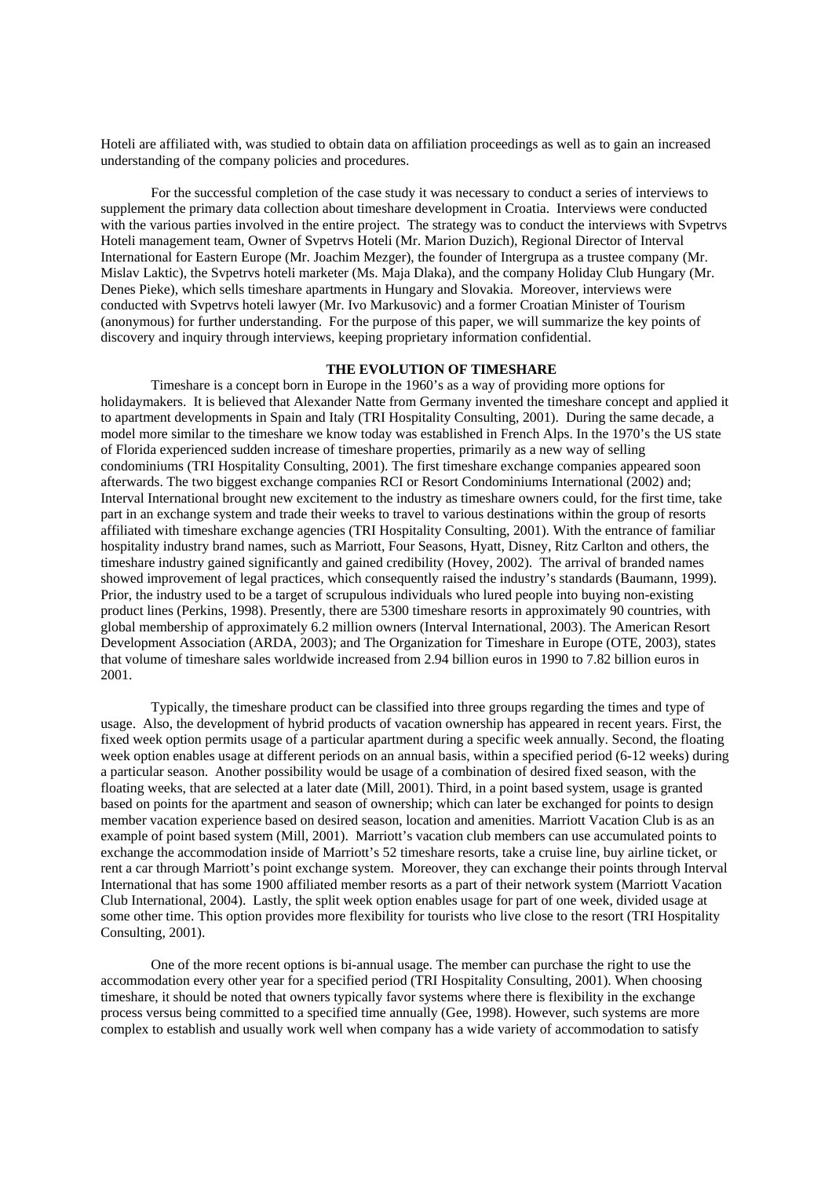Hoteli are affiliated with, was studied to obtain data on affiliation proceedings as well as to gain an increased understanding of the company policies and procedures.

For the successful completion of the case study it was necessary to conduct a series of interviews to supplement the primary data collection about timeshare development in Croatia. Interviews were conducted with the various parties involved in the entire project. The strategy was to conduct the interviews with Svpetrvs Hoteli management team, Owner of Svpetrvs Hoteli (Mr. Marion Duzich), Regional Director of Interval International for Eastern Europe (Mr. Joachim Mezger), the founder of Intergrupa as a trustee company (Mr. Mislav Laktic), the Svpetrvs hoteli marketer (Ms. Maja Dlaka), and the company Holiday Club Hungary (Mr. Denes Pieke), which sells timeshare apartments in Hungary and Slovakia. Moreover, interviews were conducted with Svpetrvs hoteli lawyer (Mr. Ivo Markusovic) and a former Croatian Minister of Tourism (anonymous) for further understanding. For the purpose of this paper, we will summarize the key points of discovery and inquiry through interviews, keeping proprietary information confidential.

## THE EVOLUTION OF TIMESHARE

Timeshare is a concept born in Europe in the 1960's as a way of providing more options for holidaymakers. It is believed that Alexander Natte from Germany invented the timeshare concept and applied it to apartment developments in Spain and Italy (TRI Hospitality Consulting, 2001). During the same decade, a model more similar to the timeshare we know today was established in French Alps. In the 1970's the US state of Florida experienced sudden increase of timeshare properties, primarily as a new way of selling condominiums (TRI Hospitality Consulting, 2001). The first timeshare exchange companies appeared soon afterwards. The two biggest exchange companies RCI or Resort Condominiums International (2002) and; Interval International brought new excitement to the industry as timeshare owners could, for the first time, take part in an exchange system and trade their weeks to travel to various destinations within the group of resorts affiliated with timeshare exchange agencies (TRI Hospitality Consulting, 2001). With the entrance of familiar hospitality industry brand names, such as Marriott, Four Seasons, Hyatt, Disney, Ritz Carlton and others, the timeshare industry gained significantly and gained credibility (Hovey, 2002). The arrival of branded names showed improvement of legal practices, which consequently raised the industry's standards (Baumann, 1999). Prior, the industry used to be a target of scrupulous individuals who lured people into buying non-existing product lines (Perkins, 1998). Presently, there are 5300 timeshare resorts in approximately 90 countries, with global membership of approximately 6.2 million owners (Interval International, 2003). The American Resort Development Association (ARDA, 2003); and The Organization for Timeshare in Europe (OTE, 2003), states that volume of timeshare sales worldwide increased from 2.94 billion euros in 1990 to 7.82 billion euros in 2001.

Typically, the timeshare product can be classified into three groups regarding the times and type of usage. Also, the development of hybrid products of vacation ownership has appeared in recent years. First, the fixed week option permits usage of a particular apartment during a specific week annually. Second, the floating week option enables usage at different periods on an annual basis, within a specified period (6-12 weeks) during a particular season. Another possibility would be usage of a combination of desired fixed season, with the floating weeks, that are selected at a later date (Mill, 2001). Third, in a point based system, usage is granted based on points for the apartment and season of ownership; which can later be exchanged for points to design member vacation experience based on desired season, location and amenities. Marriott Vacation Club is as an example of point based system (Mill, 2001). Marriott's vacation club members can use accumulated points to exchange the accommodation inside of Marriott's 52 timeshare resorts, take a cruise line, buy airline ticket, or rent a car through Marriott's point exchange system. Moreover, they can exchange their points through Interval International that has some 1900 affiliated member resorts as a part of their network system (Marriott Vacation Club International, 2004). Lastly, the split week option enables usage for part of one week, divided usage at some other time. This option provides more flexibility for tourists who live close to the resort (TRI Hospitality Consulting, 2001).

One of the more recent options is bi-annual usage. The member can purchase the right to use the accommodation every other year for a specified period (TRI Hospitality Consulting, 2001). When choosing timeshare, it should be noted that owners typically favor systems where there is flexibility in the exchange process versus being committed to a specified time annually (Gee, 1998). However, such systems are more complex to establish and usually work well when company has a wide variety of accommodation to satisfy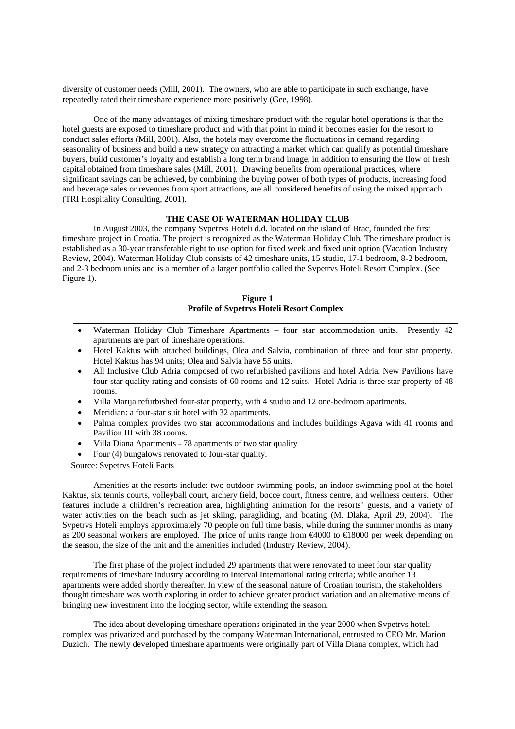diversity of customer needs (Mill, 2001). The owners, who are able to participate in such exchange, have repeatedly rated their timeshare experience more positively (Gee, 1998).

One of the many advantages of mixing timeshare product with the regular hotel operations is that the hotel guests are exposed to timeshare product and with that point in mind it becomes easier for the resort to conduct sales efforts (Mill, 2001). Also, the hotels may overcome the fluctuations in demand regarding seasonality of business and build a new strategy on attracting a market which can qualify as potential timeshare buyers, build customer's loyalty and establish a long term brand image, in addition to ensuring the flow of fresh capital obtained from timeshare sales (Mill, 2001). Drawing benefits from operational practices, where significant savings can be achieved, by combining the buying power of both types of products, increasing food and beverage sales or revenues from sport attractions, are all considered benefits of using the mixed approach (TRI Hospitality Consulting, 2001).

## THE CASE OF WATERMAN HOLIDAY CLUB

In August 2003, the company Svpetrvs Hoteli d.d. located on the island of Brac, founded the first timeshare project in Croatia. The project is recognized as the Waterman Holiday Club. The timeshare product is established as a 30-year transferable right to use option for fixed week and fixed unit option (Vacation Industry Review, 2004). Waterman Holiday Club consists of 42 timeshare units, 15 studio, 17-1 bedroom, 8-2 bedroom, and 2-3 bedroom units and is a member of a larger portfolio called the Svpetrvs Hoteli Resort Complex. (See Figure 1).

**Figure 1**
**Profile of Svpetrvs Hoteli Resort Complex**

- Waterman Holiday Club Timeshare Apartments – four star accommodation units. Presently 42 apartments are part of timeshare operations.
- Hotel Kaktus with attached buildings, Olea and Salvia, combination of three and four star property. Hotel Kaktus has 94 units; Olea and Salvia have 55 units.
- All Inclusive Club Adria composed of two refurbished pavilions and hotel Adria. New Pavilions have four star quality rating and consists of 60 rooms and 12 suits. Hotel Adria is three star property of 48 rooms.
- Villa Marija refurbished four-star property, with 4 studio and 12 one-bedroom apartments.
- Meridian: a four-star suit hotel with 32 apartments.
- Palma complex provides two star accommodations and includes buildings Agava with 41 rooms and Pavilion III with 38 rooms.
- Villa Diana Apartments - 78 apartments of two star quality
- Four (4) bungalows renovated to four-star quality.

Source: Svpetrvs Hoteli Facts

Amenities at the resorts include: two outdoor swimming pools, an indoor swimming pool at the hotel Kaktus, six tennis courts, volleyball court, archery field, bocce court, fitness centre, and wellness centers. Other features include a children's recreation area, highlighting animation for the resorts' guests, and a variety of water activities on the beach such as jet skiing, paragliding, and boating (M. Dlaka, April 29, 2004). The Svpetrvs Hoteli employs approximately 70 people on full time basis, while during the summer months as many as 200 seasonal workers are employed. The price of units range from €4000 to €18000 per week depending on the season, the size of the unit and the amenities included (Industry Review, 2004).

The first phase of the project included 29 apartments that were renovated to meet four star quality requirements of timeshare industry according to Interval International rating criteria; while another 13 apartments were added shortly thereafter. In view of the seasonal nature of Croatian tourism, the stakeholders thought timeshare was worth exploring in order to achieve greater product variation and an alternative means of bringing new investment into the lodging sector, while extending the season.

The idea about developing timeshare operations originated in the year 2000 when Svpetrvs hoteli complex was privatized and purchased by the company Waterman International, entrusted to CEO Mr. Marion Duzich. The newly developed timeshare apartments were originally part of Villa Diana complex, which had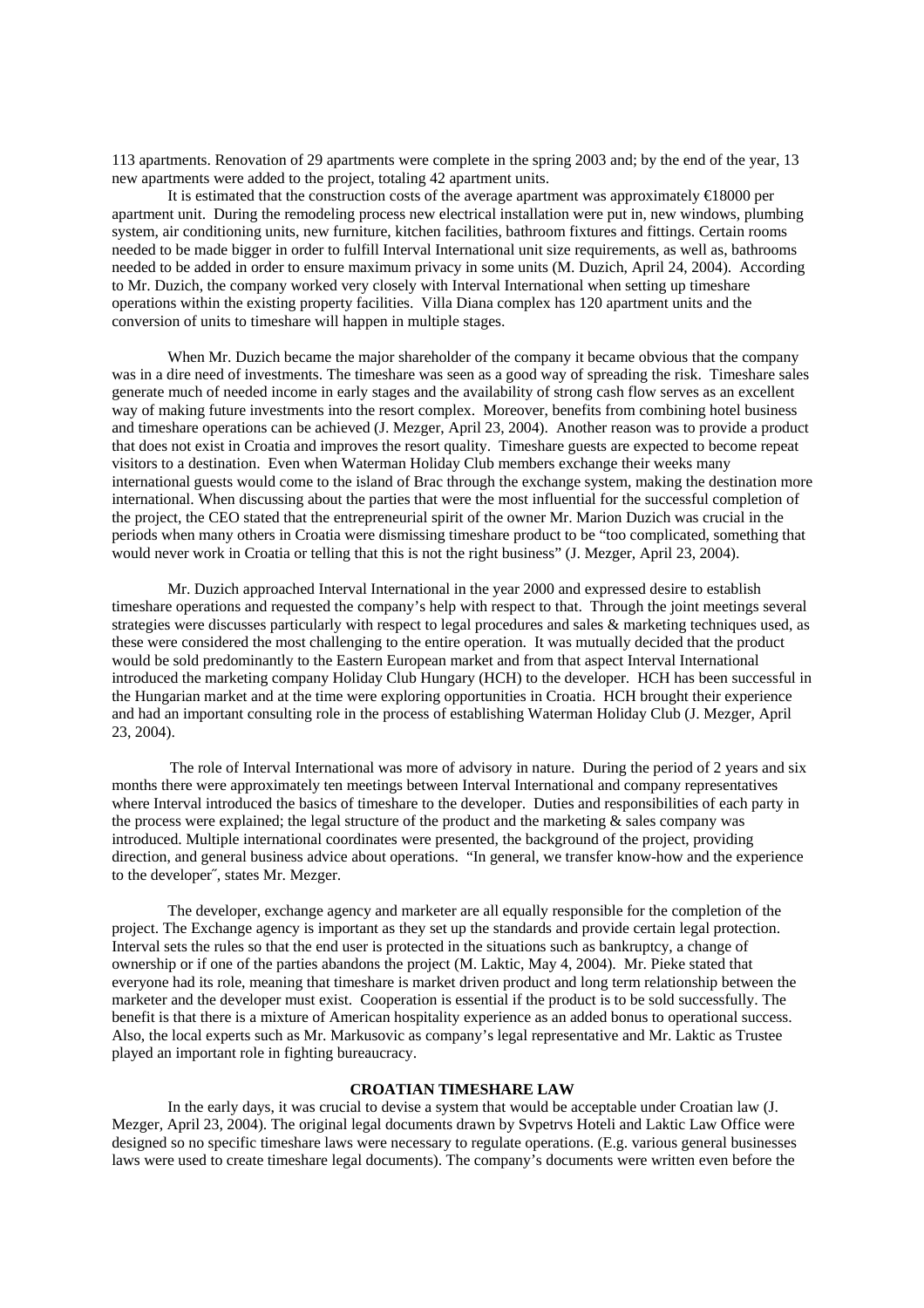113 apartments. Renovation of 29 apartments were complete in the spring 2003 and; by the end of the year, 13 new apartments were added to the project, totaling 42 apartment units.

It is estimated that the construction costs of the average apartment was approximately €18000 per apartment unit. During the remodeling process new electrical installation were put in, new windows, plumbing system, air conditioning units, new furniture, kitchen facilities, bathroom fixtures and fittings. Certain rooms needed to be made bigger in order to fulfill Interval International unit size requirements, as well as, bathrooms needed to be added in order to ensure maximum privacy in some units (M. Duzich, April 24, 2004). According to Mr. Duzich, the company worked very closely with Interval International when setting up timeshare operations within the existing property facilities. Villa Diana complex has 120 apartment units and the conversion of units to timeshare will happen in multiple stages.

When Mr. Duzich became the major shareholder of the company it became obvious that the company was in a dire need of investments. The timeshare was seen as a good way of spreading the risk. Timeshare sales generate much of needed income in early stages and the availability of strong cash flow serves as an excellent way of making future investments into the resort complex. Moreover, benefits from combining hotel business and timeshare operations can be achieved (J. Mezger, April 23, 2004). Another reason was to provide a product that does not exist in Croatia and improves the resort quality. Timeshare guests are expected to become repeat visitors to a destination. Even when Waterman Holiday Club members exchange their weeks many international guests would come to the island of Brac through the exchange system, making the destination more international. When discussing about the parties that were the most influential for the successful completion of the project, the CEO stated that the entrepreneurial spirit of the owner Mr. Marion Duzich was crucial in the periods when many others in Croatia were dismissing timeshare product to be "too complicated, something that would never work in Croatia or telling that this is not the right business" (J. Mezger, April 23, 2004).

Mr. Duzich approached Interval International in the year 2000 and expressed desire to establish timeshare operations and requested the company's help with respect to that. Through the joint meetings several strategies were discusses particularly with respect to legal procedures and sales & marketing techniques used, as these were considered the most challenging to the entire operation. It was mutually decided that the product would be sold predominantly to the Eastern European market and from that aspect Interval International introduced the marketing company Holiday Club Hungary (HCH) to the developer. HCH has been successful in the Hungarian market and at the time were exploring opportunities in Croatia. HCH brought their experience and had an important consulting role in the process of establishing Waterman Holiday Club (J. Mezger, April 23, 2004).

The role of Interval International was more of advisory in nature. During the period of 2 years and six months there were approximately ten meetings between Interval International and company representatives where Interval introduced the basics of timeshare to the developer. Duties and responsibilities of each party in the process were explained; the legal structure of the product and the marketing & sales company was introduced. Multiple international coordinates were presented, the background of the project, providing direction, and general business advice about operations. "In general, we transfer know-how and the experience to the developer˝, states Mr. Mezger.

The developer, exchange agency and marketer are all equally responsible for the completion of the project. The Exchange agency is important as they set up the standards and provide certain legal protection. Interval sets the rules so that the end user is protected in the situations such as bankruptcy, a change of ownership or if one of the parties abandons the project (M. Laktic, May 4, 2004). Mr. Pieke stated that everyone had its role, meaning that timeshare is market driven product and long term relationship between the marketer and the developer must exist. Cooperation is essential if the product is to be sold successfully. The benefit is that there is a mixture of American hospitality experience as an added bonus to operational success. Also, the local experts such as Mr. Markusovic as company's legal representative and Mr. Laktic as Trustee played an important role in fighting bureaucracy.

## CROATIAN TIMESHARE LAW

In the early days, it was crucial to devise a system that would be acceptable under Croatian law (J. Mezger, April 23, 2004). The original legal documents drawn by Svpetrvs Hoteli and Laktic Law Office were designed so no specific timeshare laws were necessary to regulate operations. (E.g. various general businesses laws were used to create timeshare legal documents). The company's documents were written even before the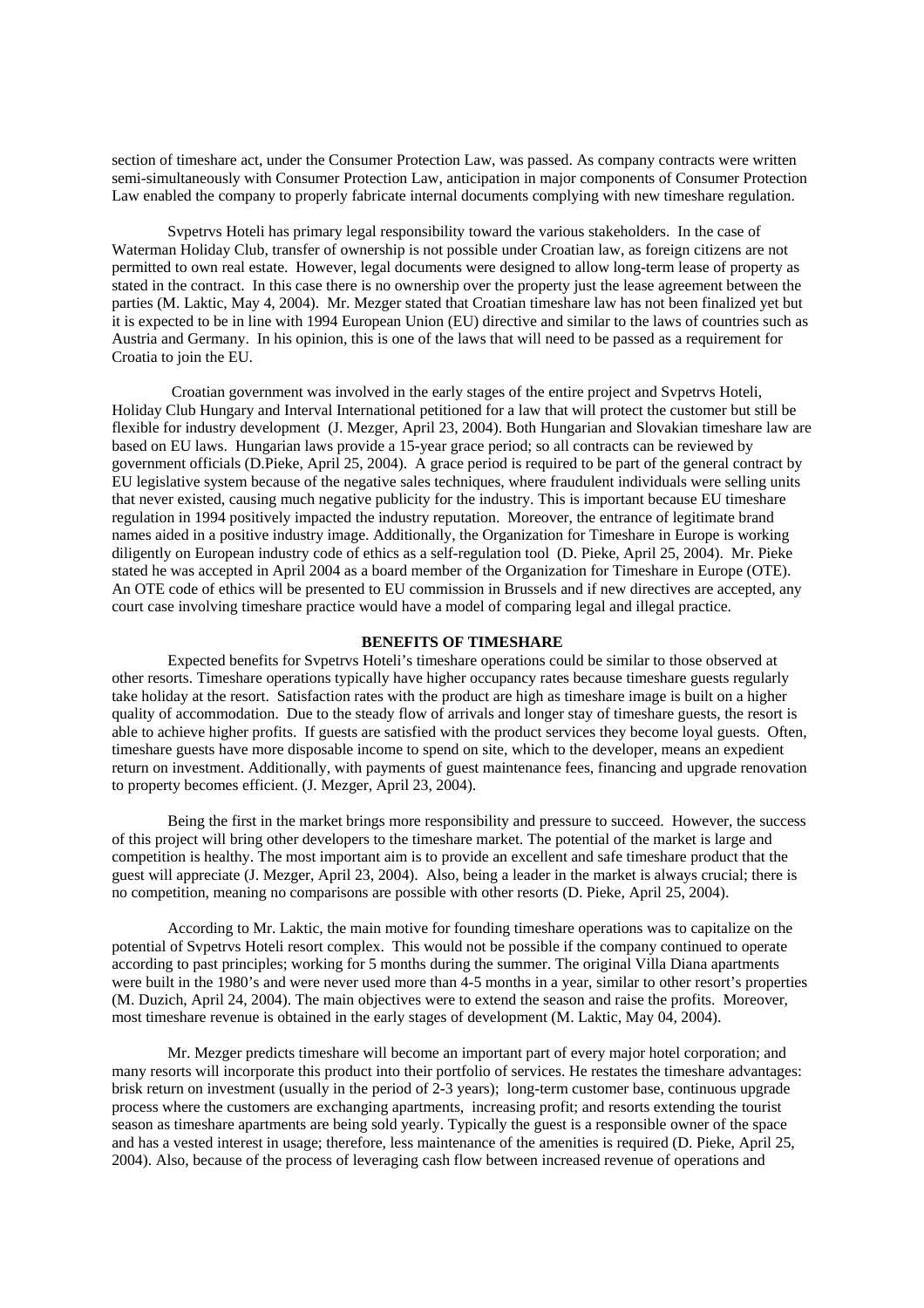section of timeshare act, under the Consumer Protection Law, was passed. As company contracts were written semi-simultaneously with Consumer Protection Law, anticipation in major components of Consumer Protection Law enabled the company to properly fabricate internal documents complying with new timeshare regulation.

Svpetrvs Hoteli has primary legal responsibility toward the various stakeholders. In the case of Waterman Holiday Club, transfer of ownership is not possible under Croatian law, as foreign citizens are not permitted to own real estate. However, legal documents were designed to allow long-term lease of property as stated in the contract. In this case there is no ownership over the property just the lease agreement between the parties (M. Laktic, May 4, 2004). Mr. Mezger stated that Croatian timeshare law has not been finalized yet but it is expected to be in line with 1994 European Union (EU) directive and similar to the laws of countries such as Austria and Germany. In his opinion, this is one of the laws that will need to be passed as a requirement for Croatia to join the EU.

Croatian government was involved in the early stages of the entire project and Svpetrvs Hoteli, Holiday Club Hungary and Interval International petitioned for a law that will protect the customer but still be flexible for industry development (J. Mezger, April 23, 2004). Both Hungarian and Slovakian timeshare law are based on EU laws. Hungarian laws provide a 15-year grace period; so all contracts can be reviewed by government officials (D.Pieke, April 25, 2004). A grace period is required to be part of the general contract by EU legislative system because of the negative sales techniques, where fraudulent individuals were selling units that never existed, causing much negative publicity for the industry. This is important because EU timeshare regulation in 1994 positively impacted the industry reputation. Moreover, the entrance of legitimate brand names aided in a positive industry image. Additionally, the Organization for Timeshare in Europe is working diligently on European industry code of ethics as a self-regulation tool (D. Pieke, April 25, 2004). Mr. Pieke stated he was accepted in April 2004 as a board member of the Organization for Timeshare in Europe (OTE). An OTE code of ethics will be presented to EU commission in Brussels and if new directives are accepted, any court case involving timeshare practice would have a model of comparing legal and illegal practice.

## BENEFITS OF TIMESHARE

Expected benefits for Svpetrvs Hoteli's timeshare operations could be similar to those observed at other resorts. Timeshare operations typically have higher occupancy rates because timeshare guests regularly take holiday at the resort. Satisfaction rates with the product are high as timeshare image is built on a higher quality of accommodation. Due to the steady flow of arrivals and longer stay of timeshare guests, the resort is able to achieve higher profits. If guests are satisfied with the product services they become loyal guests. Often, timeshare guests have more disposable income to spend on site, which to the developer, means an expedient return on investment. Additionally, with payments of guest maintenance fees, financing and upgrade renovation to property becomes efficient. (J. Mezger, April 23, 2004).

Being the first in the market brings more responsibility and pressure to succeed. However, the success of this project will bring other developers to the timeshare market. The potential of the market is large and competition is healthy. The most important aim is to provide an excellent and safe timeshare product that the guest will appreciate (J. Mezger, April 23, 2004). Also, being a leader in the market is always crucial; there is no competition, meaning no comparisons are possible with other resorts (D. Pieke, April 25, 2004).

According to Mr. Laktic, the main motive for founding timeshare operations was to capitalize on the potential of Svpetrvs Hoteli resort complex. This would not be possible if the company continued to operate according to past principles; working for 5 months during the summer. The original Villa Diana apartments were built in the 1980's and were never used more than 4-5 months in a year, similar to other resort's properties (M. Duzich, April 24, 2004). The main objectives were to extend the season and raise the profits. Moreover, most timeshare revenue is obtained in the early stages of development (M. Laktic, May 04, 2004).

Mr. Mezger predicts timeshare will become an important part of every major hotel corporation; and many resorts will incorporate this product into their portfolio of services. He restates the timeshare advantages: brisk return on investment (usually in the period of 2-3 years); long-term customer base, continuous upgrade process where the customers are exchanging apartments, increasing profit; and resorts extending the tourist season as timeshare apartments are being sold yearly. Typically the guest is a responsible owner of the space and has a vested interest in usage; therefore, less maintenance of the amenities is required (D. Pieke, April 25, 2004). Also, because of the process of leveraging cash flow between increased revenue of operations and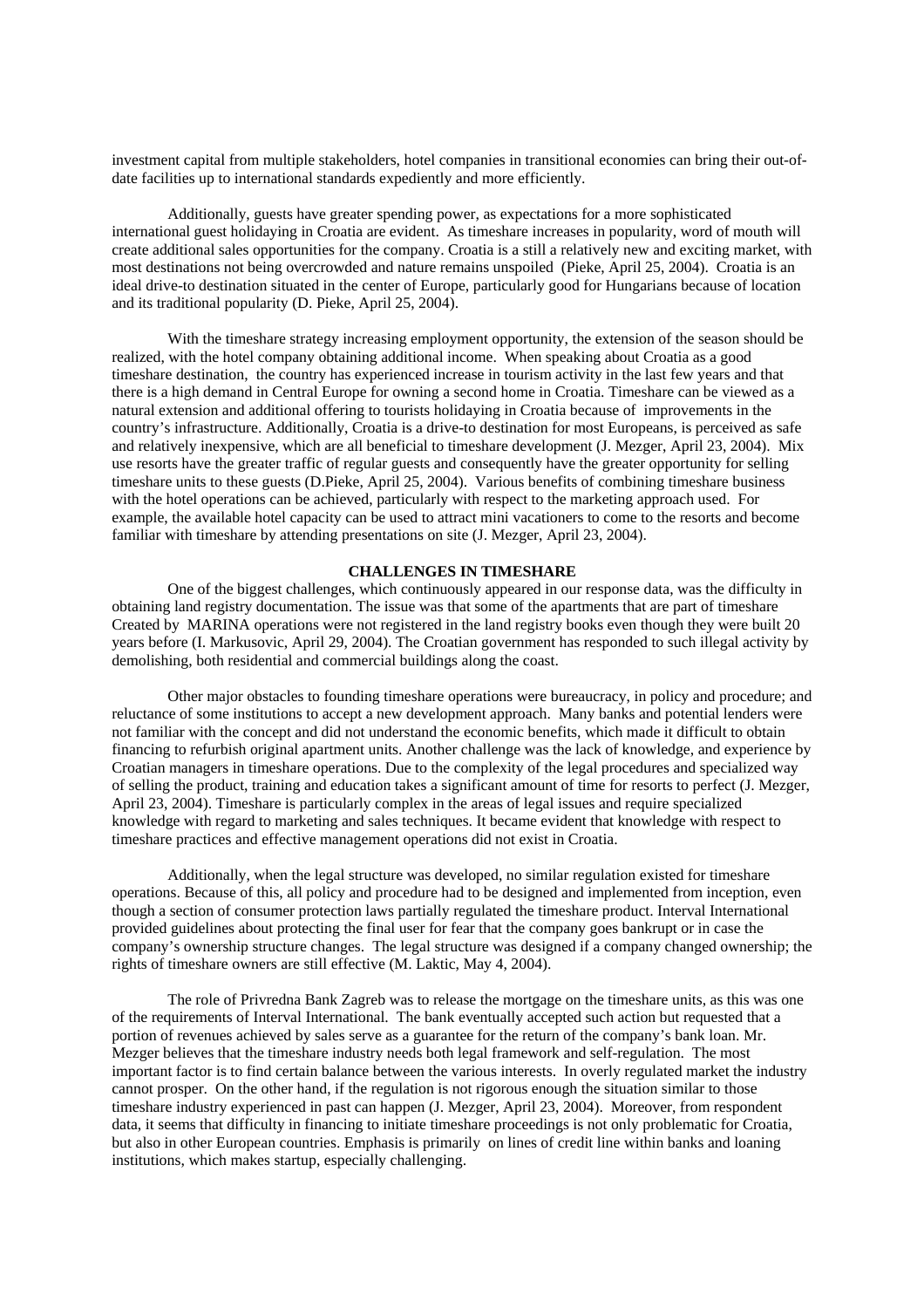investment capital from multiple stakeholders, hotel companies in transitional economies can bring their out-of-date facilities up to international standards expediently and more efficiently.

Additionally, guests have greater spending power, as expectations for a more sophisticated international guest holidaying in Croatia are evident. As timeshare increases in popularity, word of mouth will create additional sales opportunities for the company. Croatia is a still a relatively new and exciting market, with most destinations not being overcrowded and nature remains unspoiled (Pieke, April 25, 2004). Croatia is an ideal drive-to destination situated in the center of Europe, particularly good for Hungarians because of location and its traditional popularity (D. Pieke, April 25, 2004).

With the timeshare strategy increasing employment opportunity, the extension of the season should be realized, with the hotel company obtaining additional income. When speaking about Croatia as a good timeshare destination, the country has experienced increase in tourism activity in the last few years and that there is a high demand in Central Europe for owning a second home in Croatia. Timeshare can be viewed as a natural extension and additional offering to tourists holidaying in Croatia because of improvements in the country's infrastructure. Additionally, Croatia is a drive-to destination for most Europeans, is perceived as safe and relatively inexpensive, which are all beneficial to timeshare development (J. Mezger, April 23, 2004). Mix use resorts have the greater traffic of regular guests and consequently have the greater opportunity for selling timeshare units to these guests (D.Pieke, April 25, 2004). Various benefits of combining timeshare business with the hotel operations can be achieved, particularly with respect to the marketing approach used. For example, the available hotel capacity can be used to attract mini vacationers to come to the resorts and become familiar with timeshare by attending presentations on site (J. Mezger, April 23, 2004).

## CHALLENGES IN TIMESHARE

One of the biggest challenges, which continuously appeared in our response data, was the difficulty in obtaining land registry documentation. The issue was that some of the apartments that are part of timeshare Created by MARINA operations were not registered in the land registry books even though they were built 20 years before (I. Markusovic, April 29, 2004). The Croatian government has responded to such illegal activity by demolishing, both residential and commercial buildings along the coast.

Other major obstacles to founding timeshare operations were bureaucracy, in policy and procedure; and reluctance of some institutions to accept a new development approach. Many banks and potential lenders were not familiar with the concept and did not understand the economic benefits, which made it difficult to obtain financing to refurbish original apartment units. Another challenge was the lack of knowledge, and experience by Croatian managers in timeshare operations. Due to the complexity of the legal procedures and specialized way of selling the product, training and education takes a significant amount of time for resorts to perfect (J. Mezger, April 23, 2004). Timeshare is particularly complex in the areas of legal issues and require specialized knowledge with regard to marketing and sales techniques. It became evident that knowledge with respect to timeshare practices and effective management operations did not exist in Croatia.

Additionally, when the legal structure was developed, no similar regulation existed for timeshare operations. Because of this, all policy and procedure had to be designed and implemented from inception, even though a section of consumer protection laws partially regulated the timeshare product. Interval International provided guidelines about protecting the final user for fear that the company goes bankrupt or in case the company's ownership structure changes. The legal structure was designed if a company changed ownership; the rights of timeshare owners are still effective (M. Laktic, May 4, 2004).

The role of Privredna Bank Zagreb was to release the mortgage on the timeshare units, as this was one of the requirements of Interval International. The bank eventually accepted such action but requested that a portion of revenues achieved by sales serve as a guarantee for the return of the company's bank loan. Mr. Mezger believes that the timeshare industry needs both legal framework and self-regulation. The most important factor is to find certain balance between the various interests. In overly regulated market the industry cannot prosper. On the other hand, if the regulation is not rigorous enough the situation similar to those timeshare industry experienced in past can happen (J. Mezger, April 23, 2004). Moreover, from respondent data, it seems that difficulty in financing to initiate timeshare proceedings is not only problematic for Croatia, but also in other European countries. Emphasis is primarily on lines of credit line within banks and loaning institutions, which makes startup, especially challenging.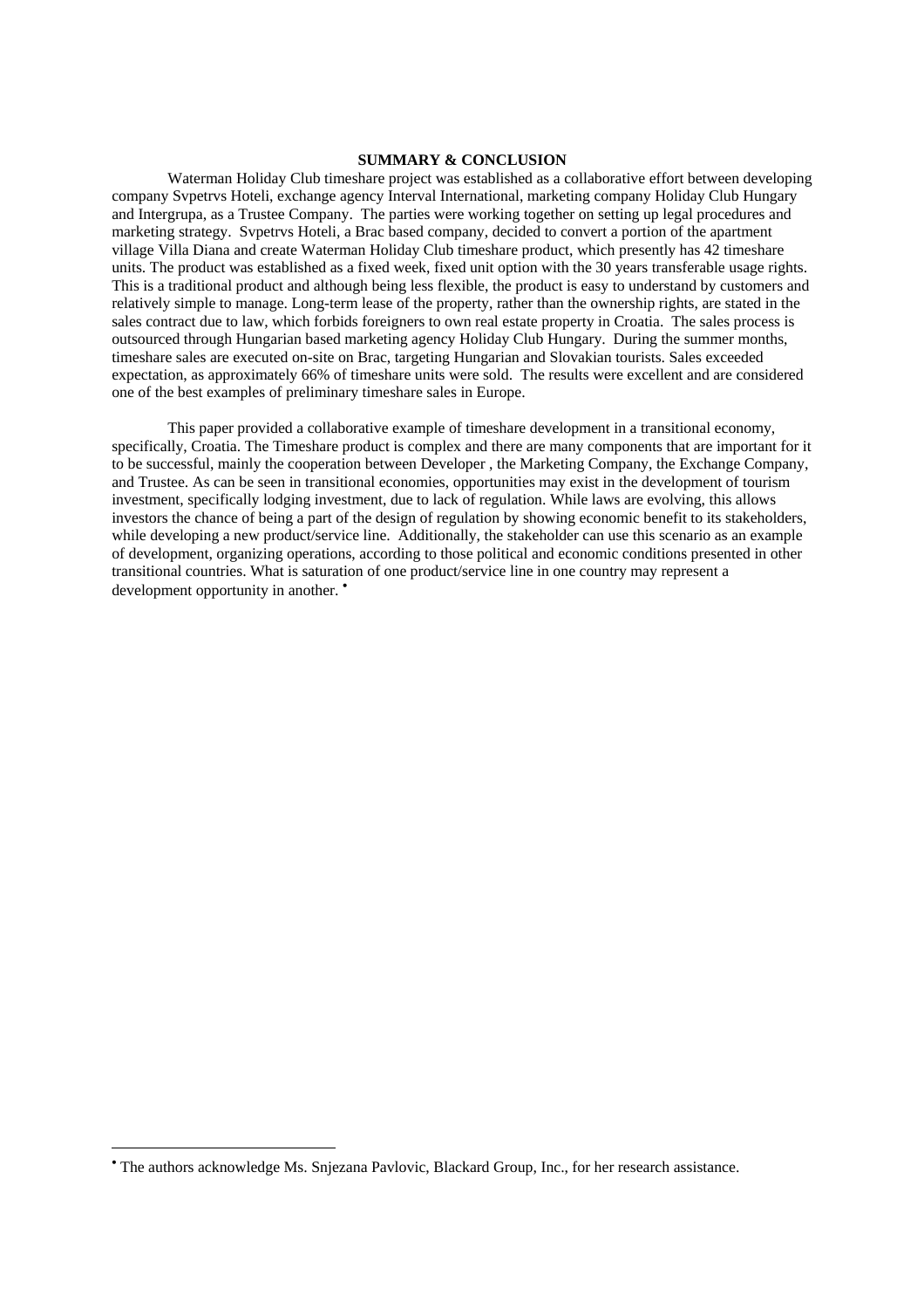## SUMMARY & CONCLUSION

Waterman Holiday Club timeshare project was established as a collaborative effort between developing company Svpetrvs Hoteli, exchange agency Interval International, marketing company Holiday Club Hungary and Intergrupa, as a Trustee Company. The parties were working together on setting up legal procedures and marketing strategy. Svpetrvs Hoteli, a Brac based company, decided to convert a portion of the apartment village Villa Diana and create Waterman Holiday Club timeshare product, which presently has 42 timeshare units. The product was established as a fixed week, fixed unit option with the 30 years transferable usage rights. This is a traditional product and although being less flexible, the product is easy to understand by customers and relatively simple to manage. Long-term lease of the property, rather than the ownership rights, are stated in the sales contract due to law, which forbids foreigners to own real estate property in Croatia. The sales process is outsourced through Hungarian based marketing agency Holiday Club Hungary. During the summer months, timeshare sales are executed on-site on Brac, targeting Hungarian and Slovakian tourists. Sales exceeded expectation, as approximately 66% of timeshare units were sold. The results were excellent and are considered one of the best examples of preliminary timeshare sales in Europe.

This paper provided a collaborative example of timeshare development in a transitional economy, specifically, Croatia. The Timeshare product is complex and there are many components that are important for it to be successful, mainly the cooperation between Developer , the Marketing Company, the Exchange Company, and Trustee. As can be seen in transitional economies, opportunities may exist in the development of tourism investment, specifically lodging investment, due to lack of regulation. While laws are evolving, this allows investors the chance of being a part of the design of regulation by showing economic benefit to its stakeholders, while developing a new product/service line. Additionally, the stakeholder can use this scenario as an example of development, organizing operations, according to those political and economic conditions presented in other transitional countries. What is saturation of one product/service line in one country may represent a development opportunity in another. [•]

---

[•] The authors acknowledge Ms. Snjezana Pavlovic, Blackard Group, Inc., for her research assistance.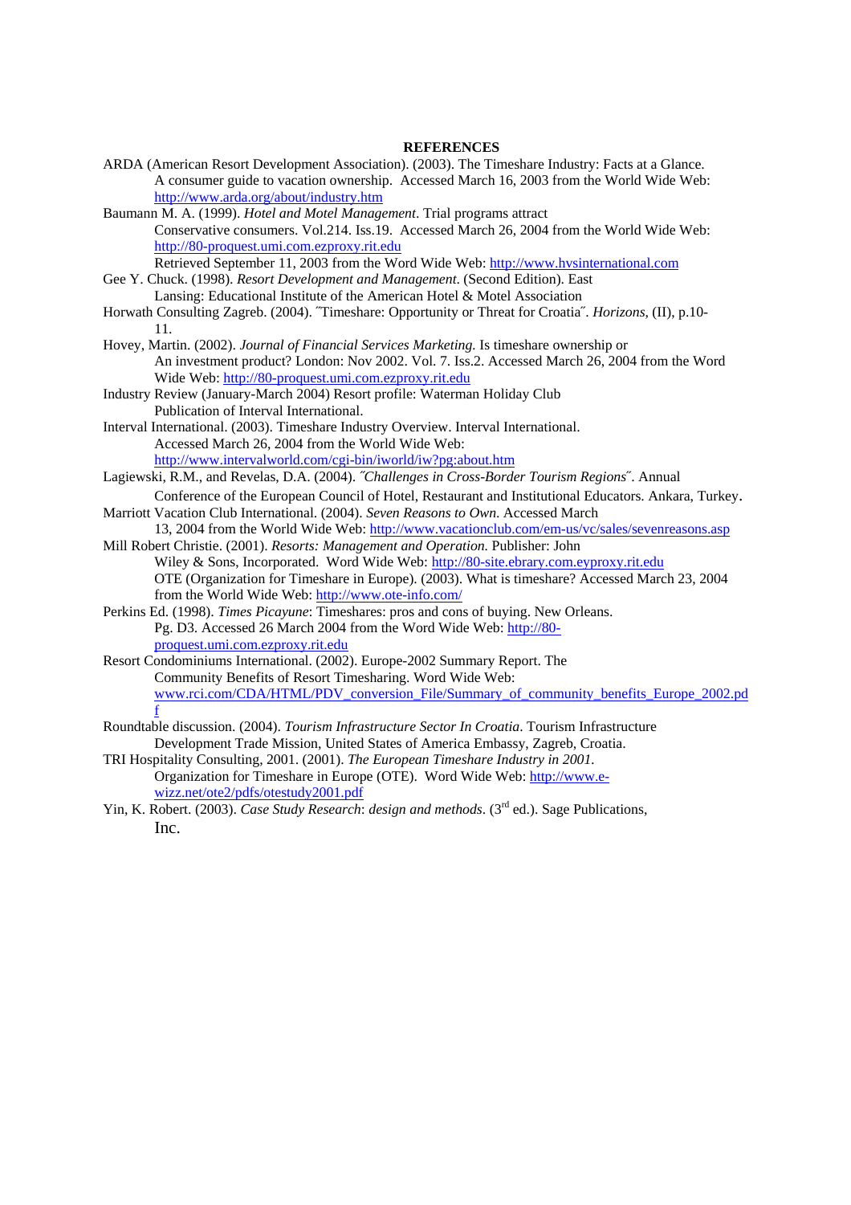**REFERENCES**

ARDA (American Resort Development Association). (2003). The Timeshare Industry: Facts at a Glance. A consumer guide to vacation ownership. Accessed March 16, 2003 from the World Wide Web: http://www.arda.org/about/industry.htm

Baumann M. A. (1999). *Hotel and Motel Management*. Trial programs attract Conservative consumers. Vol.214. Iss.19. Accessed March 26, 2004 from the World Wide Web: http://80-proquest.umi.com.ezproxy.rit.edu
Retrieved September 11, 2003 from the Word Wide Web: http://www.hvsinternational.com

Gee Y. Chuck. (1998). *Resort Development and Management*. (Second Edition). East Lansing: Educational Institute of the American Hotel & Motel Association

Horwath Consulting Zagreb. (2004). ˝Timeshare: Opportunity or Threat for Croatia˝. *Horizons*, (II), p.10-11.

Hovey, Martin. (2002). *Journal of Financial Services Marketing*. Is timeshare ownership or An investment product? London: Nov 2002. Vol. 7. Iss.2. Accessed March 26, 2004 from the Word Wide Web: http://80-proquest.umi.com.ezproxy.rit.edu

Industry Review (January-March 2004) Resort profile: Waterman Holiday Club Publication of Interval International.

Interval International. (2003). Timeshare Industry Overview. Interval International. Accessed March 26, 2004 from the World Wide Web: http://www.intervalworld.com/cgi-bin/iworld/iw?pg:about.htm

Lagiewski, R.M., and Revelas, D.A. (2004). *˝Challenges in Cross-Border Tourism Regions˝*. Annual Conference of the European Council of Hotel, Restaurant and Institutional Educators. Ankara, Turkey.

Marriott Vacation Club International. (2004). *Seven Reasons to Own*. Accessed March 13, 2004 from the World Wide Web: http://www.vacationclub.com/em-us/vc/sales/sevenreasons.asp

Mill Robert Christie. (2001). *Resorts: Management and Operation.* Publisher: John Wiley & Sons, Incorporated. Word Wide Web: http://80-site.ebrary.com.eyproxy.rit.edu
OTE (Organization for Timeshare in Europe). (2003). What is timeshare? Accessed March 23, 2004 from the World Wide Web: http://www.ote-info.com/

Perkins Ed. (1998). *Times Picayune*: Timeshares: pros and cons of buying. New Orleans. Pg. D3. Accessed 26 March 2004 from the Word Wide Web: http://80-proquest.umi.com.ezproxy.rit.edu

Resort Condominiums International. (2002). Europe-2002 Summary Report. The Community Benefits of Resort Timesharing. Word Wide Web: www.rci.com/CDA/HTML/PDV_conversion_File/Summary_of_community_benefits_Europe_2002.pdf

Roundtable discussion. (2004). *Tourism Infrastructure Sector In Croatia*. Tourism Infrastructure Development Trade Mission, United States of America Embassy, Zagreb, Croatia.

TRI Hospitality Consulting, 2001. (2001). *The European Timeshare Industry in 2001*. Organization for Timeshare in Europe (OTE). Word Wide Web: http://www.e-wizz.net/ote2/pdfs/otestudy2001.pdf

Yin, K. Robert. (2003). *Case Study Research*: *design and methods*. (3rd ed.). Sage Publications, Inc.